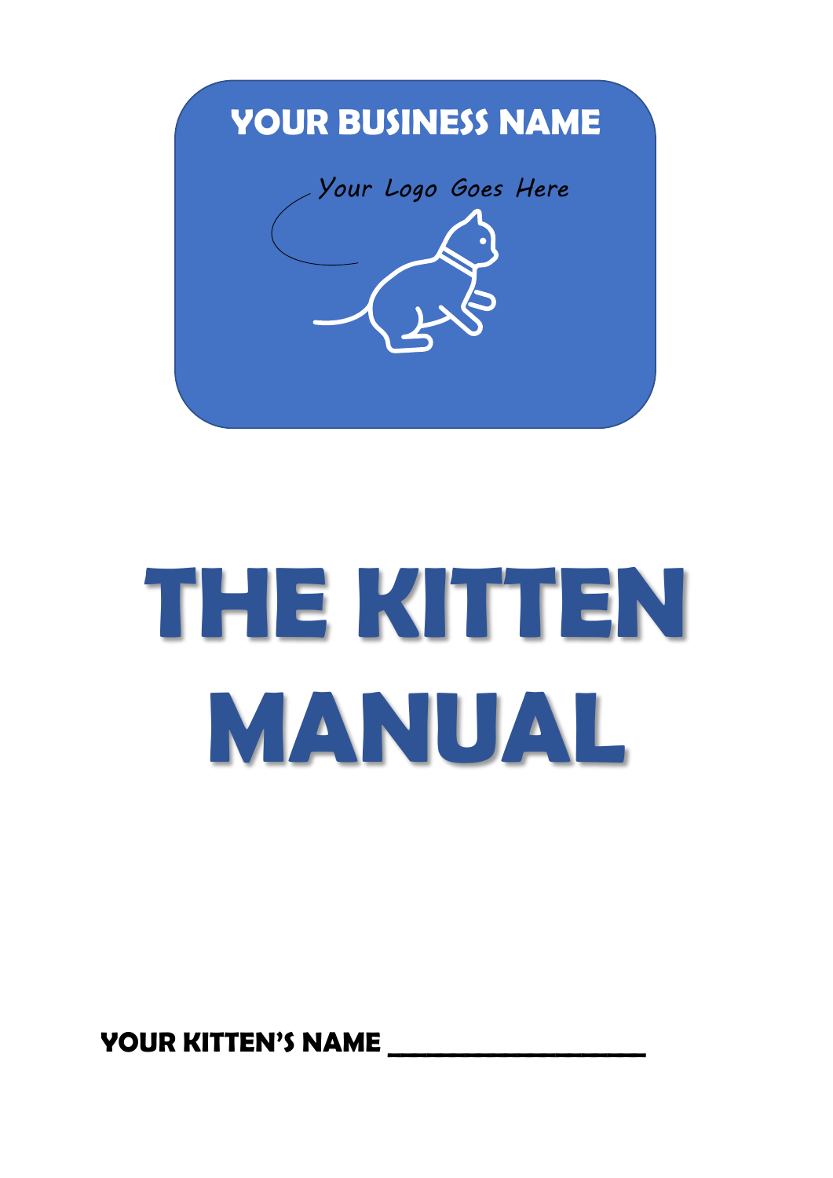**YOUR BUSINESS NAME**

*Your Logo Goes Here*

# THE KITTEN MANUAL

**YOUR KITTEN'S NAME ____________________**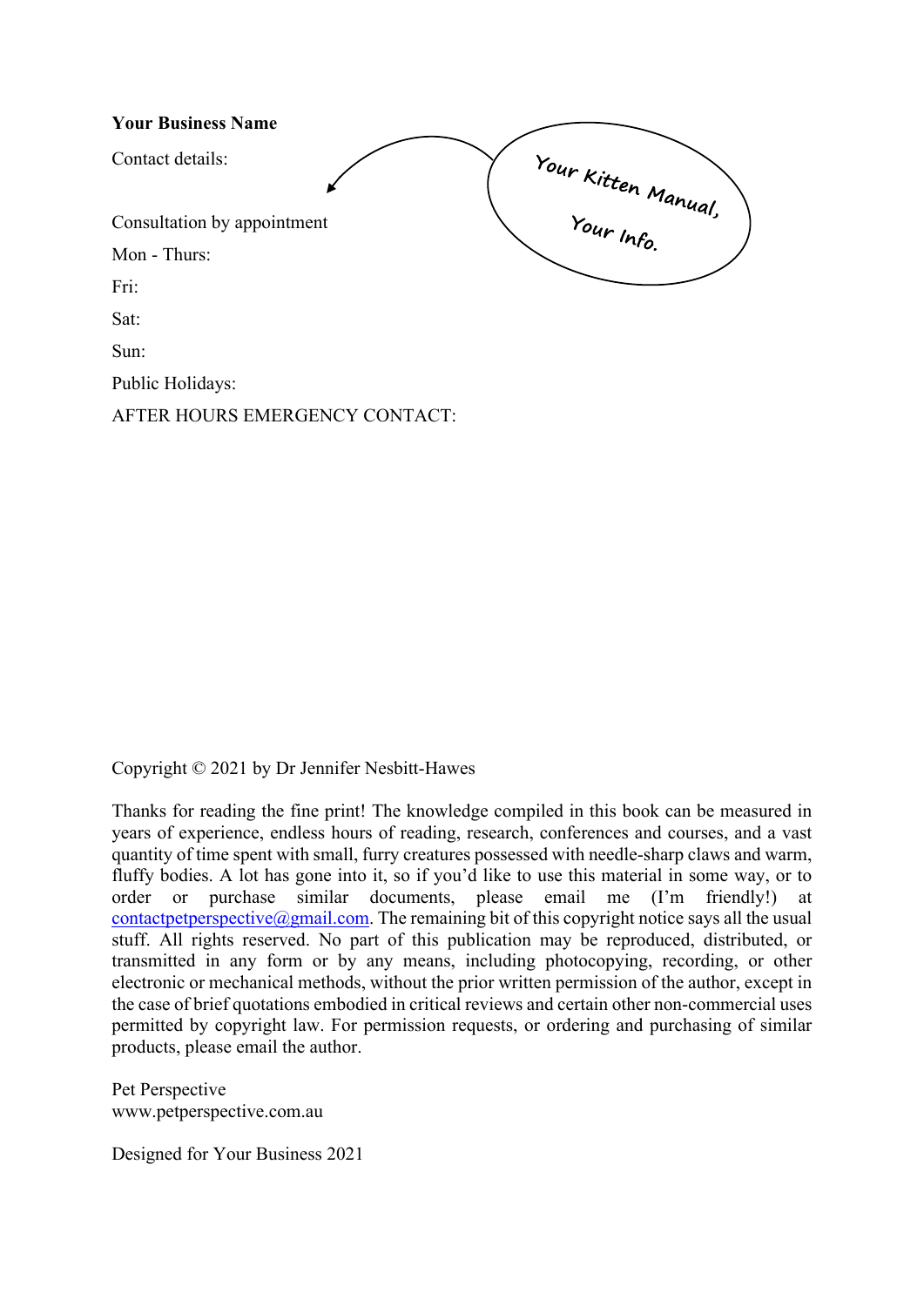**Your Business Name**

Contact details:

Your Kitten Manual, Your Info.

Consultation by appointment

Mon - Thurs:

Fri:

Sat:

Sun:

Public Holidays:

AFTER HOURS EMERGENCY CONTACT:

Copyright © 2021 by Dr Jennifer Nesbitt-Hawes

Thanks for reading the fine print! The knowledge compiled in this book can be measured in years of experience, endless hours of reading, research, conferences and courses, and a vast quantity of time spent with small, furry creatures possessed with needle-sharp claws and warm, fluffy bodies. A lot has gone into it, so if you'd like to use this material in some way, or to order or purchase similar documents, please email me (I'm friendly!) at contactpetperspective@gmail.com. The remaining bit of this copyright notice says all the usual stuff. All rights reserved. No part of this publication may be reproduced, distributed, or transmitted in any form or by any means, including photocopying, recording, or other electronic or mechanical methods, without the prior written permission of the author, except in the case of brief quotations embodied in critical reviews and certain other non-commercial uses permitted by copyright law. For permission requests, or ordering and purchasing of similar products, please email the author.

Pet Perspective
www.petperspective.com.au

Designed for Your Business 2021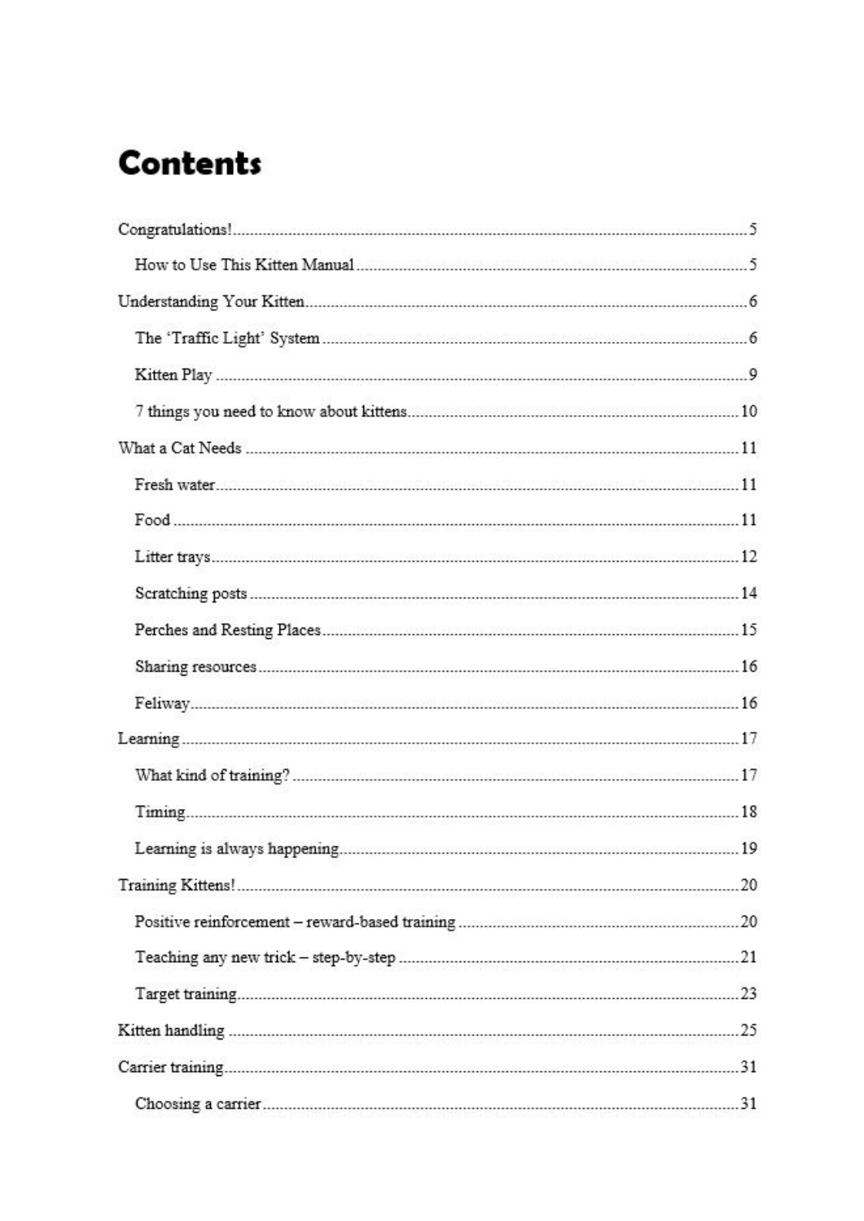# Contents

Congratulations! ..... 5

- How to Use This Kitten Manual ..... 5

Understanding Your Kitten ..... 6

- The 'Traffic Light' System ..... 6
- Kitten Play ..... 9
- 7 things you need to know about kittens ..... 10

What a Cat Needs ..... 11

- Fresh water ..... 11
- Food ..... 11
- Litter trays ..... 12
- Scratching posts ..... 14
- Perches and Resting Places ..... 15
- Sharing resources ..... 16
- Feliway ..... 16

Learning ..... 17

- What kind of training? ..... 17
- Timing ..... 18
- Learning is always happening ..... 19

Training Kittens! ..... 20

- Positive reinforcement – reward-based training ..... 20
- Teaching any new trick – step-by-step ..... 21
- Target training ..... 23

Kitten handling ..... 25

Carrier training ..... 31

- Choosing a carrier ..... 31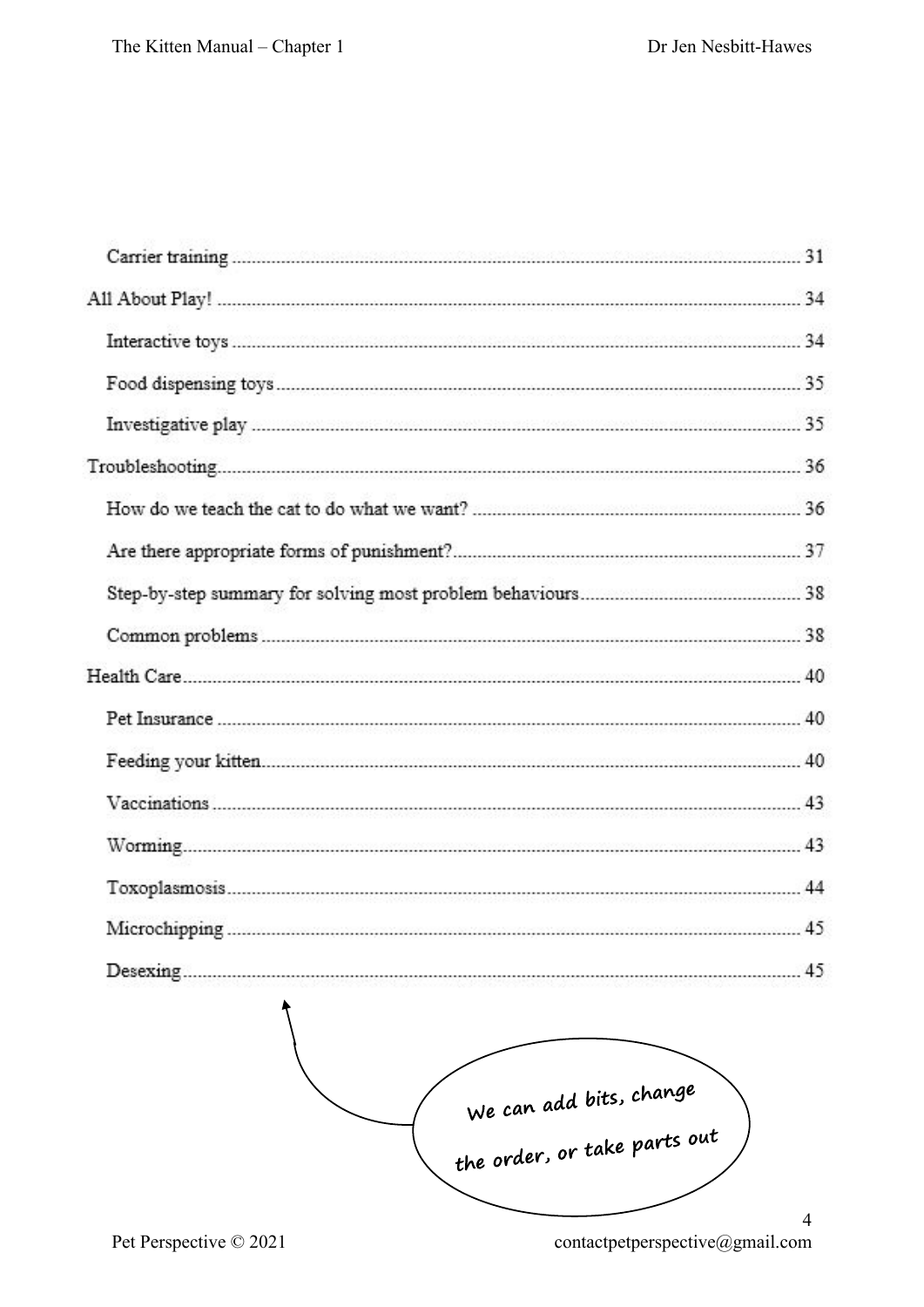Carrier training ........................................................................................................ 31

All About Play! ........................................................................................................ 34

Interactive toys ........................................................................................................ 34

Food dispensing toys ................................................................................................ 35

Investigative play ...................................................................................................... 35

Troubleshooting ........................................................................................................ 36

How do we teach the cat to do what we want? ........................................................ 36

Are there appropriate forms of punishment? ............................................................ 37

Step-by-step summary for solving most problem behaviours .................................. 38

Common problems .................................................................................................... 38

Health Care ................................................................................................................ 40

Pet Insurance ............................................................................................................ 40

Feeding your kitten .................................................................................................... 40

Vaccinations .............................................................................................................. 43

Worming .................................................................................................................... 43

Toxoplasmosis .......................................................................................................... 44

Microchipping .......................................................................................................... 45

Desexing .................................................................................................................... 45

We can add bits, change the order, or take parts out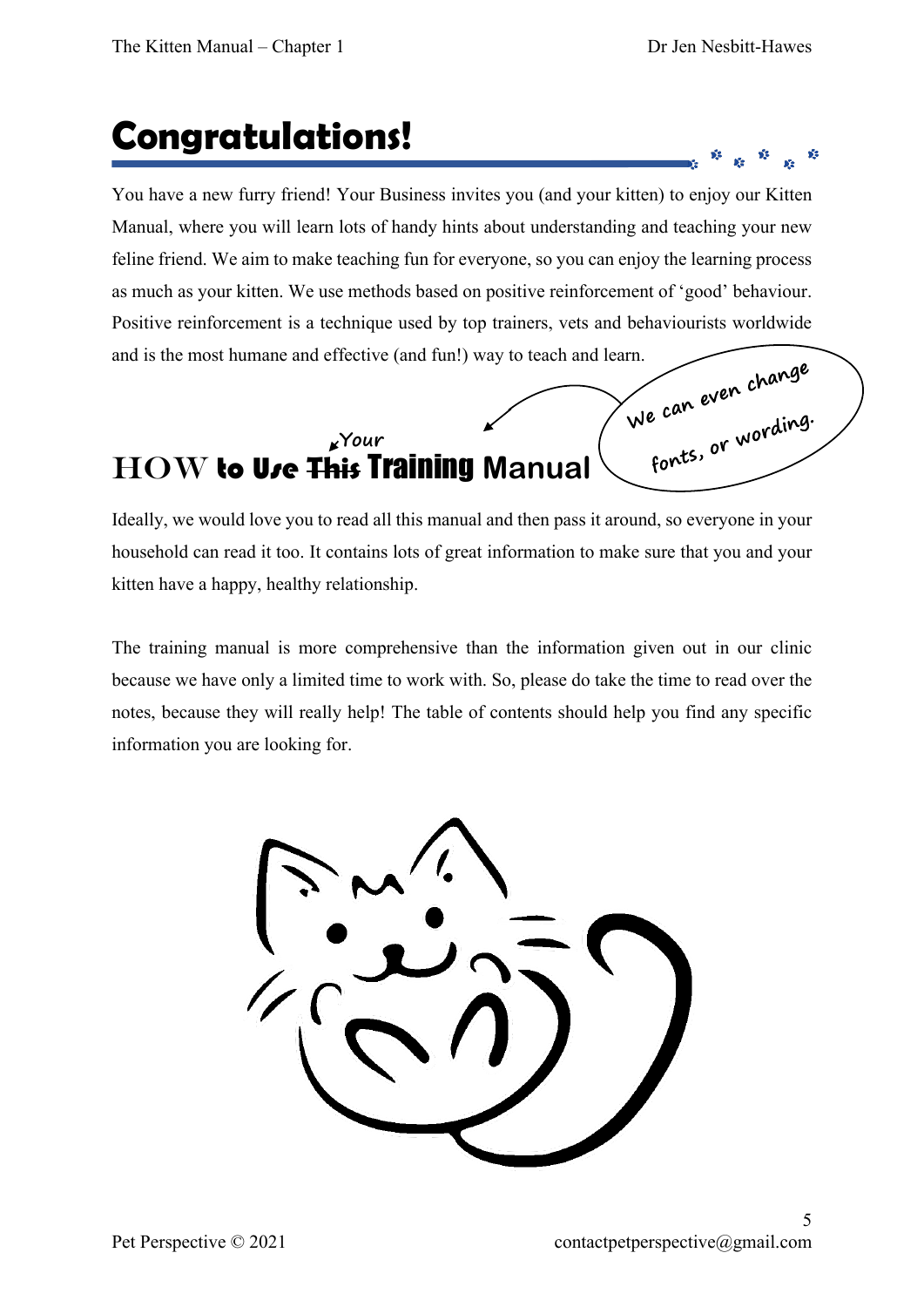# Congratulations!

You have a new furry friend! Your Business invites you (and your kitten) to enjoy our Kitten Manual, where you will learn lots of handy hints about understanding and teaching your new feline friend. We aim to make teaching fun for everyone, so you can enjoy the learning process as much as your kitten. We use methods based on positive reinforcement of 'good' behaviour. Positive reinforcement is a technique used by top trainers, vets and behaviourists worldwide and is the most humane and effective (and fun!) way to teach and learn.

We can even change fonts, or wording.

## HOW to Use ~~This~~ Your Training Manual

Ideally, we would love you to read all this manual and then pass it around, so everyone in your household can read it too. It contains lots of great information to make sure that you and your kitten have a happy, healthy relationship.

The training manual is more comprehensive than the information given out in our clinic because we have only a limited time to work with. So, please do take the time to read over the notes, because they will really help! The table of contents should help you find any specific information you are looking for.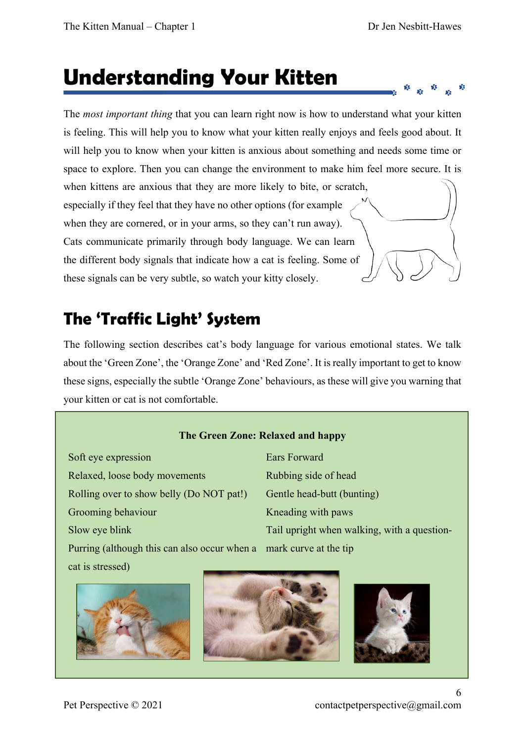# Understanding Your Kitten

The *most important thing* that you can learn right now is how to understand what your kitten is feeling. This will help you to know what your kitten really enjoys and feels good about. It will help you to know when your kitten is anxious about something and needs some time or space to explore. Then you can change the environment to make him feel more secure. It is when kittens are anxious that they are more likely to bite, or scratch, especially if they feel that they have no other options (for example when they are cornered, or in your arms, so they can't run away). Cats communicate primarily through body language. We can learn the different body signals that indicate how a cat is feeling. Some of these signals can be very subtle, so watch your kitty closely.

## The 'Traffic Light' System

The following section describes cat's body language for various emotional states. We talk about the 'Green Zone', the 'Orange Zone' and 'Red Zone'. It is really important to get to know these signs, especially the subtle 'Orange Zone' behaviours, as these will give you warning that your kitten or cat is not comfortable.

**The Green Zone: Relaxed and happy**

| | |
|---|---|
| Soft eye expression | Ears Forward |
| Relaxed, loose body movements | Rubbing side of head |
| Rolling over to show belly (Do NOT pat!) | Gentle head-butt (bunting) |
| Grooming behaviour | Kneading with paws |
| Slow eye blink | Tail upright when walking, with a question-mark curve at the tip |
| Purring (although this can also occur when a cat is stressed) | |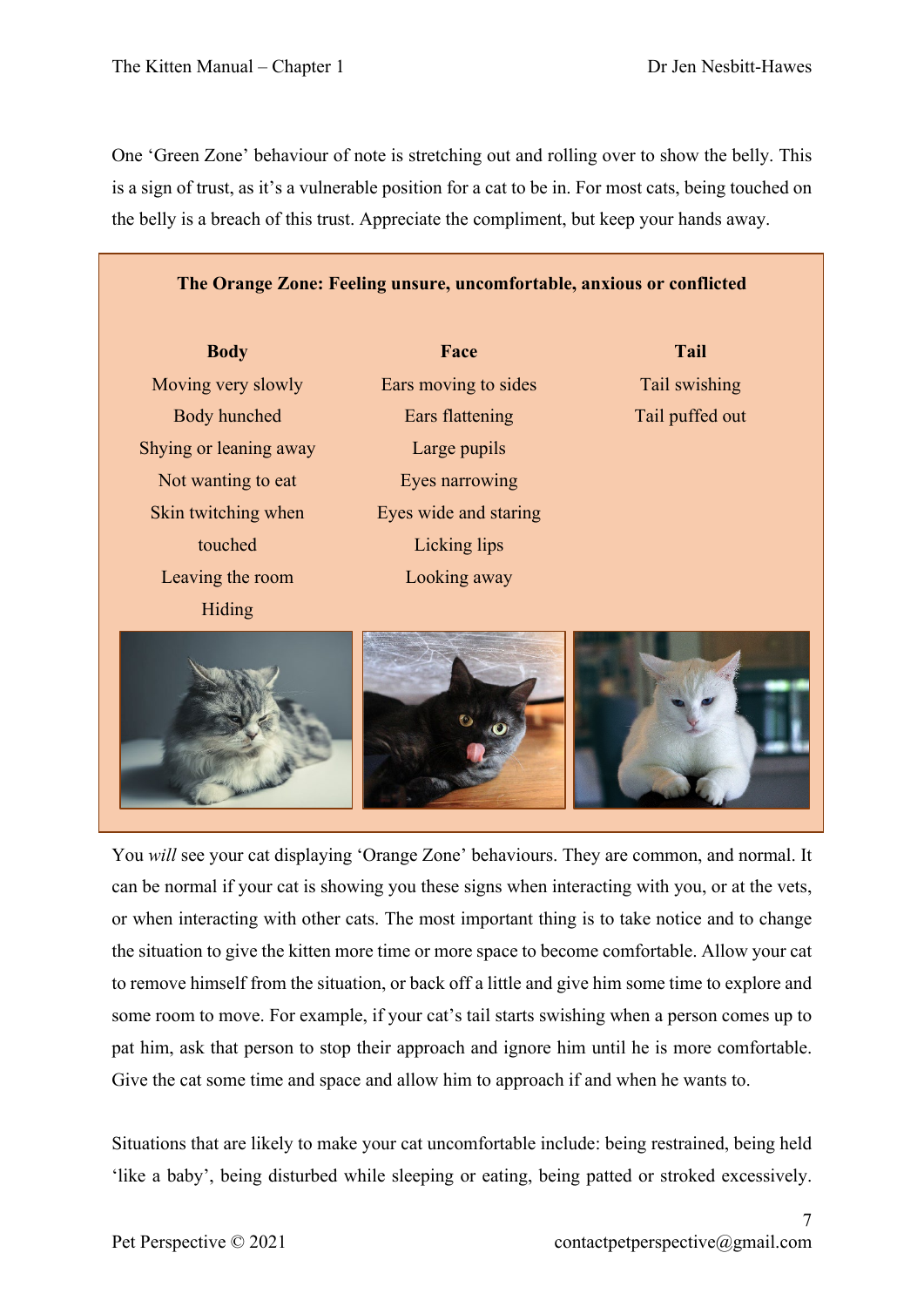One 'Green Zone' behaviour of note is stretching out and rolling over to show the belly. This is a sign of trust, as it's a vulnerable position for a cat to be in. For most cats, being touched on the belly is a breach of this trust. Appreciate the compliment, but keep your hands away.

**The Orange Zone: Feeling unsure, uncomfortable, anxious or conflicted**

| Body | Face | Tail |
|---|---|---|
| Moving very slowly | Ears moving to sides | Tail swishing |
| Body hunched | Ears flattening | Tail puffed out |
| Shying or leaning away | Large pupils | |
| Not wanting to eat | Eyes narrowing | |
| Skin twitching when touched | Eyes wide and staring | |
| Leaving the room | Licking lips | |
| Hiding | Looking away | |

You *will* see your cat displaying 'Orange Zone' behaviours. They are common, and normal. It can be normal if your cat is showing you these signs when interacting with you, or at the vets, or when interacting with other cats. The most important thing is to take notice and to change the situation to give the kitten more time or more space to become comfortable. Allow your cat to remove himself from the situation, or back off a little and give him some time to explore and some room to move. For example, if your cat's tail starts swishing when a person comes up to pat him, ask that person to stop their approach and ignore him until he is more comfortable. Give the cat some time and space and allow him to approach if and when he wants to.

Situations that are likely to make your cat uncomfortable include: being restrained, being held 'like a baby', being disturbed while sleeping or eating, being patted or stroked excessively.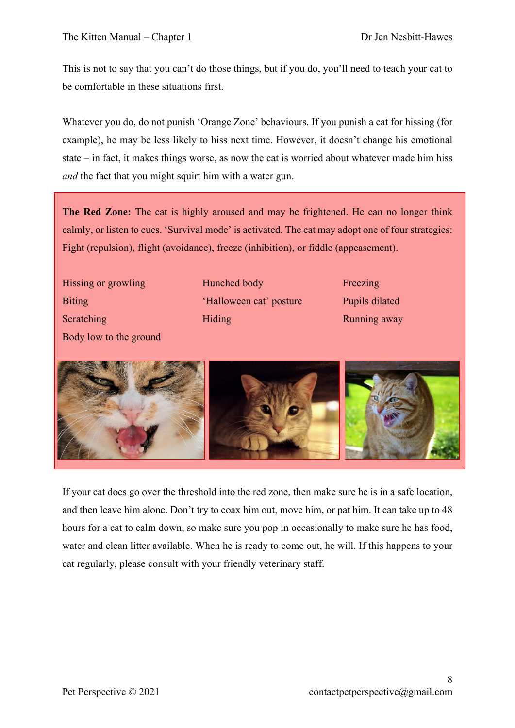This is not to say that you can't do those things, but if you do, you'll need to teach your cat to be comfortable in these situations first.

Whatever you do, do not punish 'Orange Zone' behaviours. If you punish a cat for hissing (for example), he may be less likely to hiss next time. However, it doesn't change his emotional state – in fact, it makes things worse, as now the cat is worried about whatever made him hiss *and* the fact that you might squirt him with a water gun.

**The Red Zone:** The cat is highly aroused and may be frightened. He can no longer think calmly, or listen to cues. 'Survival mode' is activated. The cat may adopt one of four strategies: Fight (repulsion), flight (avoidance), freeze (inhibition), or fiddle (appeasement).

- Hissing or growling
- Biting
- Scratching
- Body low to the ground
- Hunched body
- 'Halloween cat' posture
- Hiding
- Freezing
- Pupils dilated
- Running away

If your cat does go over the threshold into the red zone, then make sure he is in a safe location, and then leave him alone. Don't try to coax him out, move him, or pat him. It can take up to 48 hours for a cat to calm down, so make sure you pop in occasionally to make sure he has food, water and clean litter available. When he is ready to come out, he will. If this happens to your cat regularly, please consult with your friendly veterinary staff.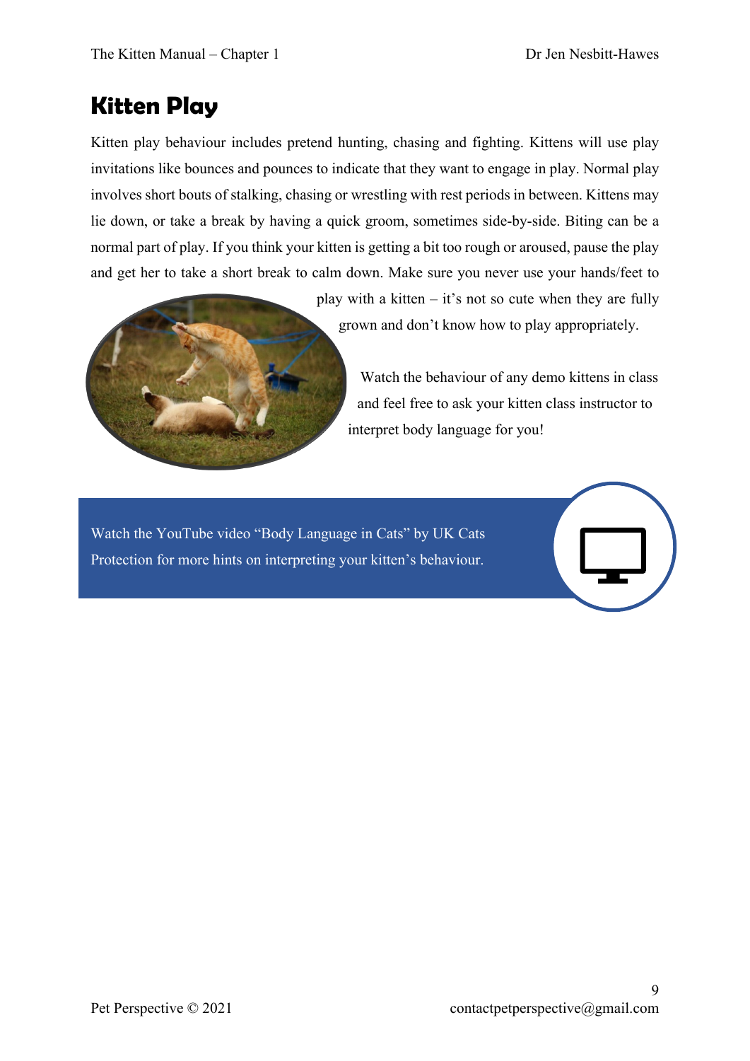# Kitten Play

Kitten play behaviour includes pretend hunting, chasing and fighting. Kittens will use play invitations like bounces and pounces to indicate that they want to engage in play. Normal play involves short bouts of stalking, chasing or wrestling with rest periods in between. Kittens may lie down, or take a break by having a quick groom, sometimes side-by-side. Biting can be a normal part of play. If you think your kitten is getting a bit too rough or aroused, pause the play and get her to take a short break to calm down. Make sure you never use your hands/feet to play with a kitten – it's not so cute when they are fully grown and don't know how to play appropriately.

Watch the behaviour of any demo kittens in class and feel free to ask your kitten class instructor to interpret body language for you!

Watch the YouTube video "Body Language in Cats" by UK Cats Protection for more hints on interpreting your kitten's behaviour.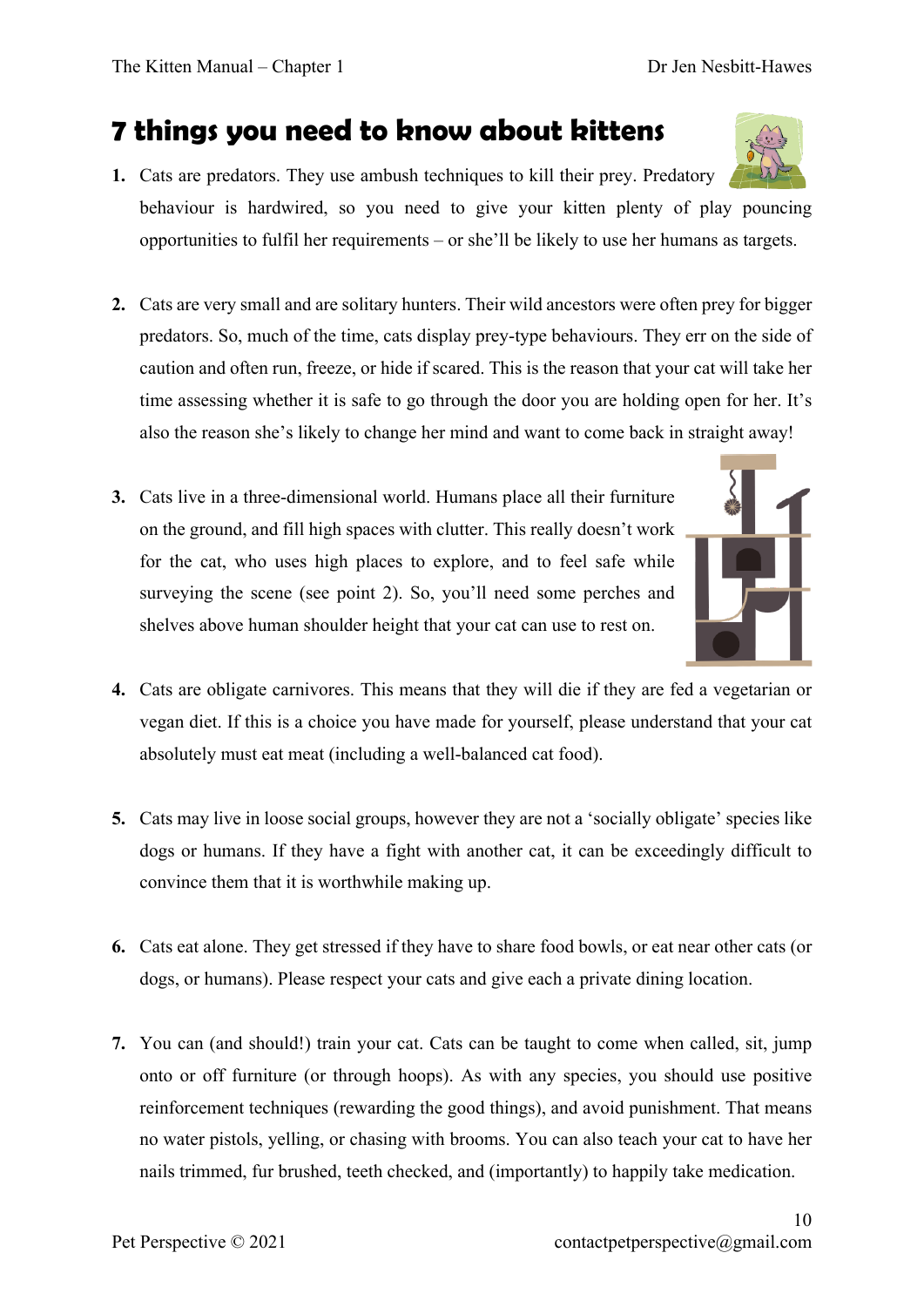# 7 things you need to know about kittens

1. Cats are predators. They use ambush techniques to kill their prey. Predatory behaviour is hardwired, so you need to give your kitten plenty of play pouncing opportunities to fulfil her requirements – or she'll be likely to use her humans as targets.

2. Cats are very small and are solitary hunters. Their wild ancestors were often prey for bigger predators. So, much of the time, cats display prey-type behaviours. They err on the side of caution and often run, freeze, or hide if scared. This is the reason that your cat will take her time assessing whether it is safe to go through the door you are holding open for her. It's also the reason she's likely to change her mind and want to come back in straight away!

3. Cats live in a three-dimensional world. Humans place all their furniture on the ground, and fill high spaces with clutter. This really doesn't work for the cat, who uses high places to explore, and to feel safe while surveying the scene (see point 2). So, you'll need some perches and shelves above human shoulder height that your cat can use to rest on.

4. Cats are obligate carnivores. This means that they will die if they are fed a vegetarian or vegan diet. If this is a choice you have made for yourself, please understand that your cat absolutely must eat meat (including a well-balanced cat food).

5. Cats may live in loose social groups, however they are not a 'socially obligate' species like dogs or humans. If they have a fight with another cat, it can be exceedingly difficult to convince them that it is worthwhile making up.

6. Cats eat alone. They get stressed if they have to share food bowls, or eat near other cats (or dogs, or humans). Please respect your cats and give each a private dining location.

7. You can (and should!) train your cat. Cats can be taught to come when called, sit, jump onto or off furniture (or through hoops). As with any species, you should use positive reinforcement techniques (rewarding the good things), and avoid punishment. That means no water pistols, yelling, or chasing with brooms. You can also teach your cat to have her nails trimmed, fur brushed, teeth checked, and (importantly) to happily take medication.